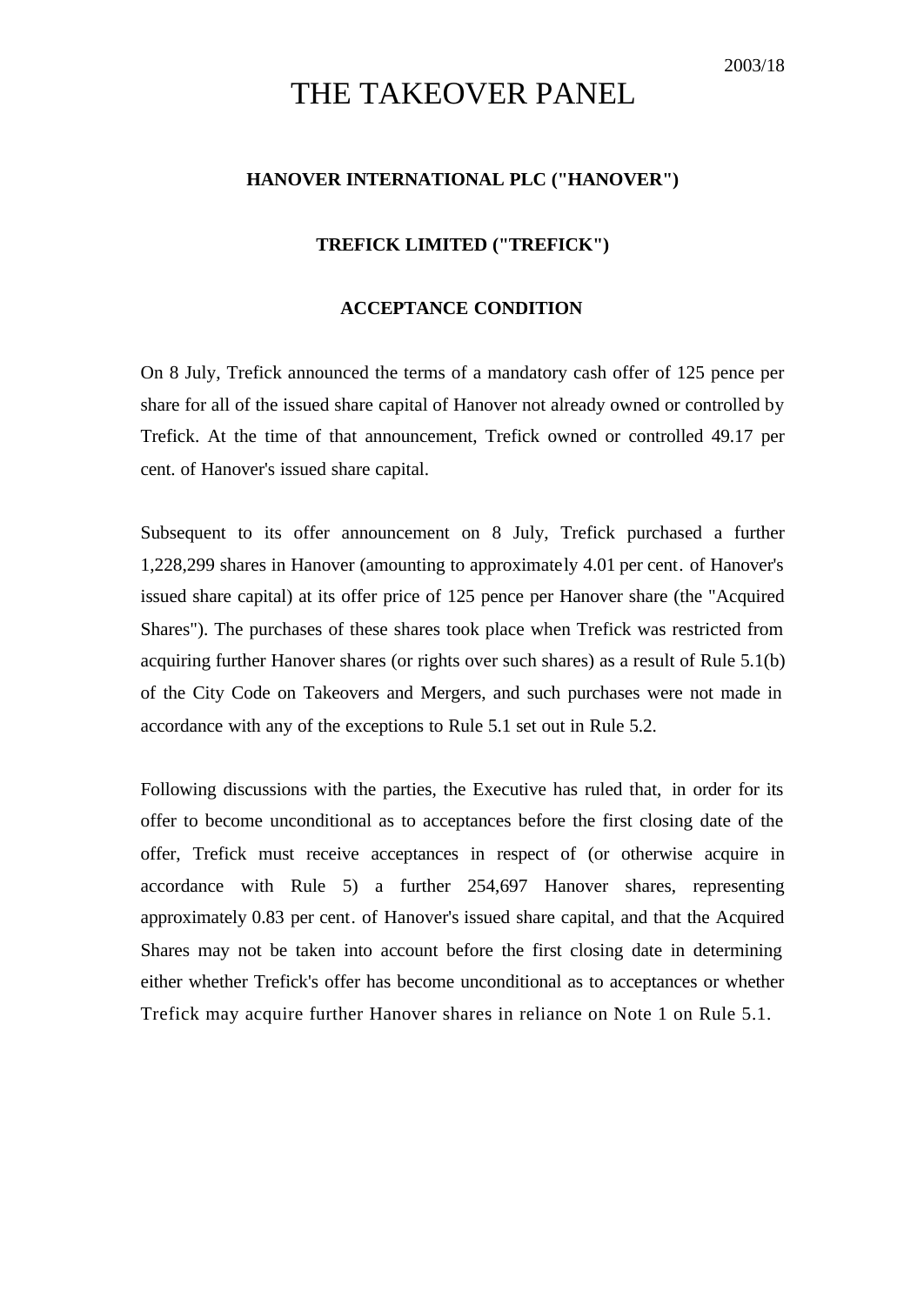2003/18

# THE TAKEOVER PANEL

**HANOVER INTERNATIONAL PLC ("HANOVER")**

**TREFICK LIMITED ("TREFICK")**

**ACCEPTANCE CONDITION**

On 8 July, Trefick announced the terms of a mandatory cash offer of 125 pence per share for all of the issued share capital of Hanover not already owned or controlled by Trefick. At the time of that announcement, Trefick owned or controlled 49.17 per cent. of Hanover's issued share capital.

Subsequent to its offer announcement on 8 July, Trefick purchased a further 1,228,299 shares in Hanover (amounting to approximately 4.01 per cent. of Hanover's issued share capital) at its offer price of 125 pence per Hanover share (the "Acquired Shares"). The purchases of these shares took place when Trefick was restricted from acquiring further Hanover shares (or rights over such shares) as a result of Rule 5.1(b) of the City Code on Takeovers and Mergers, and such purchases were not made in accordance with any of the exceptions to Rule 5.1 set out in Rule 5.2.

Following discussions with the parties, the Executive has ruled that, in order for its offer to become unconditional as to acceptances before the first closing date of the offer, Trefick must receive acceptances in respect of (or otherwise acquire in accordance with Rule 5) a further 254,697 Hanover shares, representing approximately 0.83 per cent. of Hanover's issued share capital, and that the Acquired Shares may not be taken into account before the first closing date in determining either whether Trefick's offer has become unconditional as to acceptances or whether Trefick may acquire further Hanover shares in reliance on Note 1 on Rule 5.1.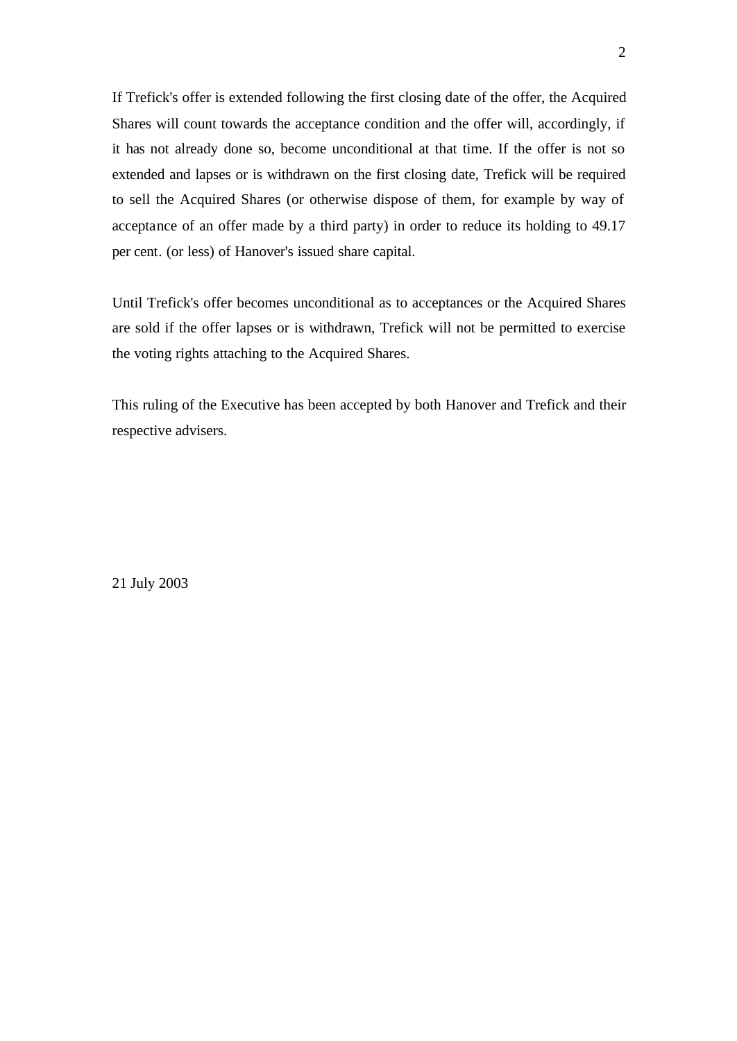If Trefick's offer is extended following the first closing date of the offer, the Acquired Shares will count towards the acceptance condition and the offer will, accordingly, if it has not already done so, become unconditional at that time. If the offer is not so extended and lapses or is withdrawn on the first closing date, Trefick will be required to sell the Acquired Shares (or otherwise dispose of them, for example by way of acceptance of an offer made by a third party) in order to reduce its holding to 49.17 per cent. (or less) of Hanover's issued share capital.

Until Trefick's offer becomes unconditional as to acceptances or the Acquired Shares are sold if the offer lapses or is withdrawn, Trefick will not be permitted to exercise the voting rights attaching to the Acquired Shares.

This ruling of the Executive has been accepted by both Hanover and Trefick and their respective advisers.

21 July 2003